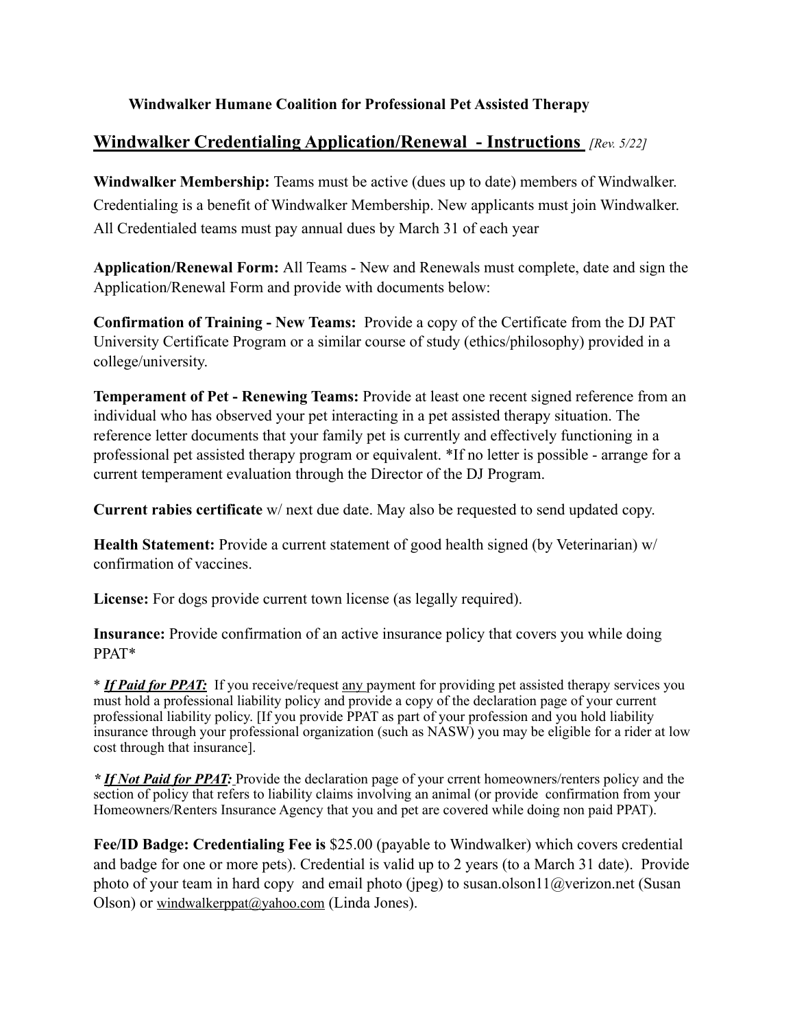**Windwalker Humane Coalition for Professional Pet Assisted Therapy**

## Windwalker Credentialing Application/Renewal - Instructions *[Rev. 5/22]*

**Windwalker Membership:** Teams must be active (dues up to date) members of Windwalker. Credentialing is a benefit of Windwalker Membership. New applicants must join Windwalker. All Credentialed teams must pay annual dues by March 31 of each year

**Application/Renewal Form:** All Teams - New and Renewals must complete, date and sign the Application/Renewal Form and provide with documents below:

**Confirmation of Training - New Teams:** Provide a copy of the Certificate from the DJ PAT University Certificate Program or a similar course of study (ethics/philosophy) provided in a college/university.

**Temperament of Pet - Renewing Teams:** Provide at least one recent signed reference from an individual who has observed your pet interacting in a pet assisted therapy situation. The reference letter documents that your family pet is currently and effectively functioning in a professional pet assisted therapy program or equivalent. *If no letter is possible - arrange for a current temperament evaluation through the Director of the DJ Program.

**Current rabies certificate** w/ next due date. May also be requested to send updated copy.

**Health Statement:** Provide a current statement of good health signed (by Veterinarian) w/ confirmation of vaccines.

**License:** For dogs provide current town license (as legally required).

**Insurance:** Provide confirmation of an active insurance policy that covers you while doing PPAT*

* ***If Paid for PPAT:*** If you receive/request any payment for providing pet assisted therapy services you must hold a professional liability policy and provide a copy of the declaration page of your current professional liability policy. [If you provide PPAT as part of your profession and you hold liability insurance through your professional organization (such as NASW) you may be eligible for a rider at low cost through that insurance].

***If Not Paid for PPAT:*** Provide the declaration page of your crrent homeowners/renters policy and the section of policy that refers to liability claims involving an animal (or provide confirmation from your Homeowners/Renters Insurance Agency that you and pet are covered while doing non paid PPAT).

**Fee/ID Badge: Credentialing Fee is** $25.00 (payable to Windwalker) which covers credential and badge for one or more pets). Credential is valid up to 2 years (to a March 31 date). Provide photo of your team in hard copy and email photo (jpeg) to susan.olson11@verizon.net (Susan Olson) or windwalkerppat@yahoo.com (Linda Jones).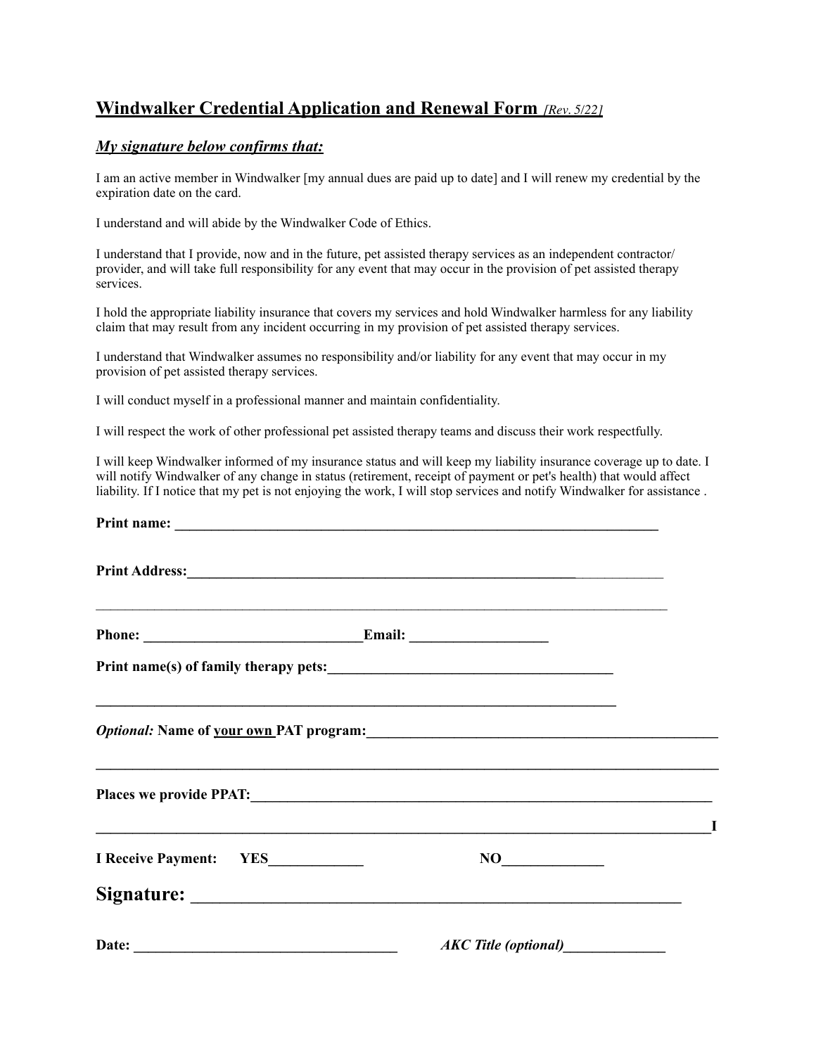## Windwalker Credential Application and Renewal Form *[Rev. 5/22]*

### *My signature below confirms that:*

I am an active member in Windwalker [my annual dues are paid up to date] and I will renew my credential by the expiration date on the card.

I understand and will abide by the Windwalker Code of Ethics.

I understand that I provide, now and in the future, pet assisted therapy services as an independent contractor/ provider, and will take full responsibility for any event that may occur in the provision of pet assisted therapy services.

I hold the appropriate liability insurance that covers my services and hold Windwalker harmless for any liability claim that may result from any incident occurring in my provision of pet assisted therapy services.

I understand that Windwalker assumes no responsibility and/or liability for any event that may occur in my provision of pet assisted therapy services.

I will conduct myself in a professional manner and maintain confidentiality.

I will respect the work of other professional pet assisted therapy teams and discuss their work respectfully.

I will keep Windwalker informed of my insurance status and will keep my liability insurance coverage up to date. I will notify Windwalker of any change in status (retirement, receipt of payment or pet's health) that would affect liability. If I notice that my pet is not enjoying the work, I will stop services and notify Windwalker for assistance .

**Print name: ______________________________________________________________________**

**Print Address:_____________________________________________________________________**

_____________________________________________________________________________________

**Phone: _______________________________Email: ___________________**

**Print name(s) of family therapy pets:_______________________________________**

_____________________________________________________________________________

***Optional:*** **Name of your own PAT program:_________________________________________________**

_____________________________________________________________________________________

**Places we provide PPAT:_____________________________________________________________**

**____________________________________________________________________________________I**

**I Receive Payment: YES_____________ NO______________**

## Signature: ___________________________________________________________

**Date: ___________________________________** ***AKC Title (optional)*** **______________**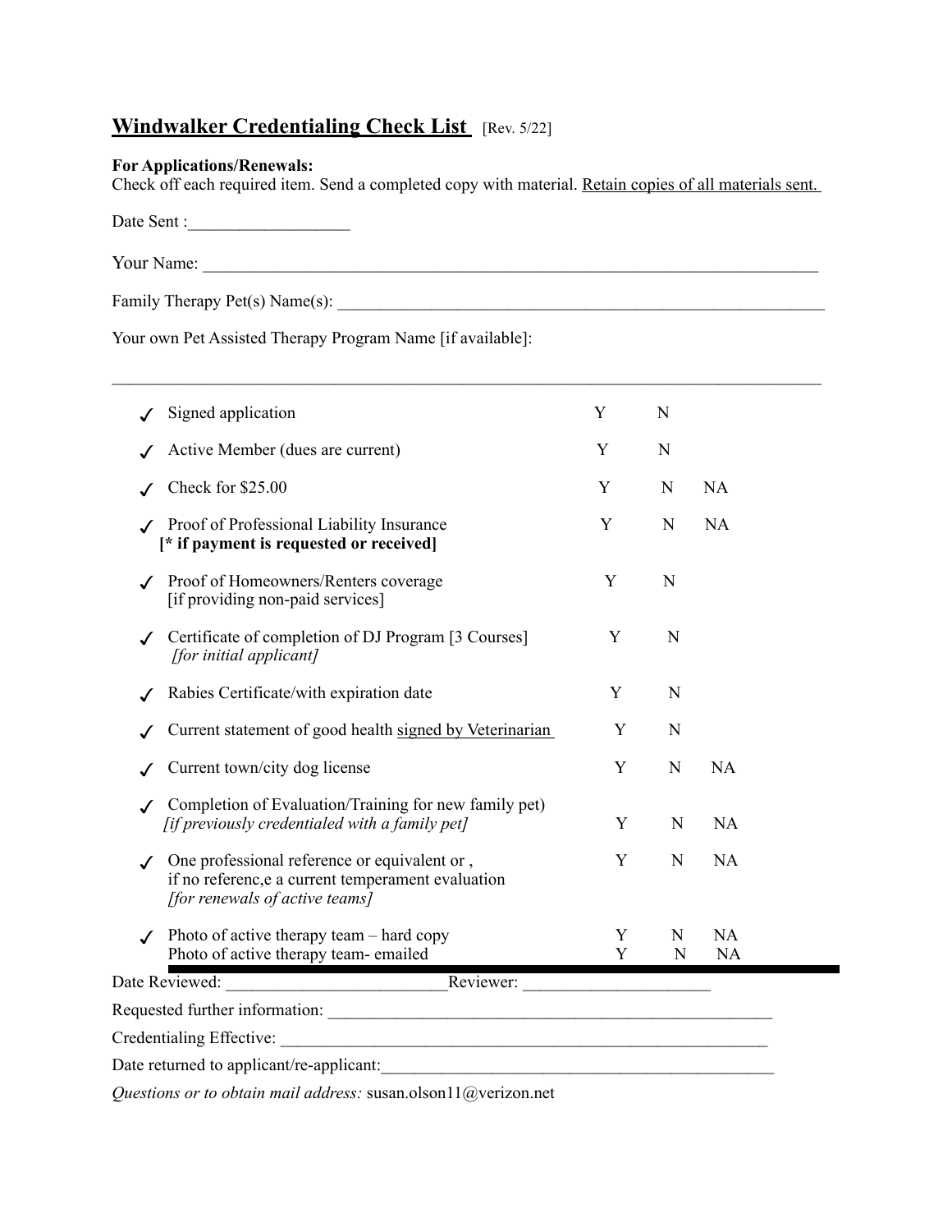# Windwalker Credentialing Check List [Rev. 5/22]

**For Applications/Renewals:**
Check off each required item. Send a completed copy with material. Retain copies of all materials sent.

Date Sent :___________________

Your Name: ___________________________________________________________________________

Family Therapy Pet(s) Name(s): ___________________________________________________________

Your own Pet Assisted Therapy Program Name [if available]:

_______________________________________________________________________________________

| | | | | |
|---|---|---|---|---|
| ✓ | Signed application | Y | N | |
| ✓ | Active Member (dues are current) | Y | N | |
| ✓ | Check for $25.00 | Y | N | NA |
| ✓ | Proof of Professional Liability Insurance **[* if payment is requested or received]** | Y | N | NA |
| ✓ | Proof of Homeowners/Renters coverage [if providing non-paid services] | Y | N | |
| ✓ | Certificate of completion of DJ Program [3 Courses] *[for initial applicant]* | Y | N | |
| ✓ | Rabies Certificate/with expiration date | Y | N | |
| ✓ | Current statement of good health signed by Veterinarian | Y | N | |
| ✓ | Current town/city dog license | Y | N | NA |
| ✓ | Completion of Evaluation/Training for new family pet) *[if previously credentialed with a family pet]* | Y | N | NA |
| ✓ | One professional reference or equivalent or , if no referenc,e a current temperament evaluation *[for renewals of active teams]* | Y | N | NA |
| ✓ | Photo of active therapy team – hard copy | Y | N | NA |
| | Photo of active therapy team- emailed | Y | N | NA |

Date Reviewed: __________________________Reviewer: _____________________

Requested further information: ______________________________________________________

Credentialing Effective: _________________________________________________________

Date returned to applicant/re-applicant:_______________________________________________

*Questions or to obtain mail address:* susan.olson11@verizon.net